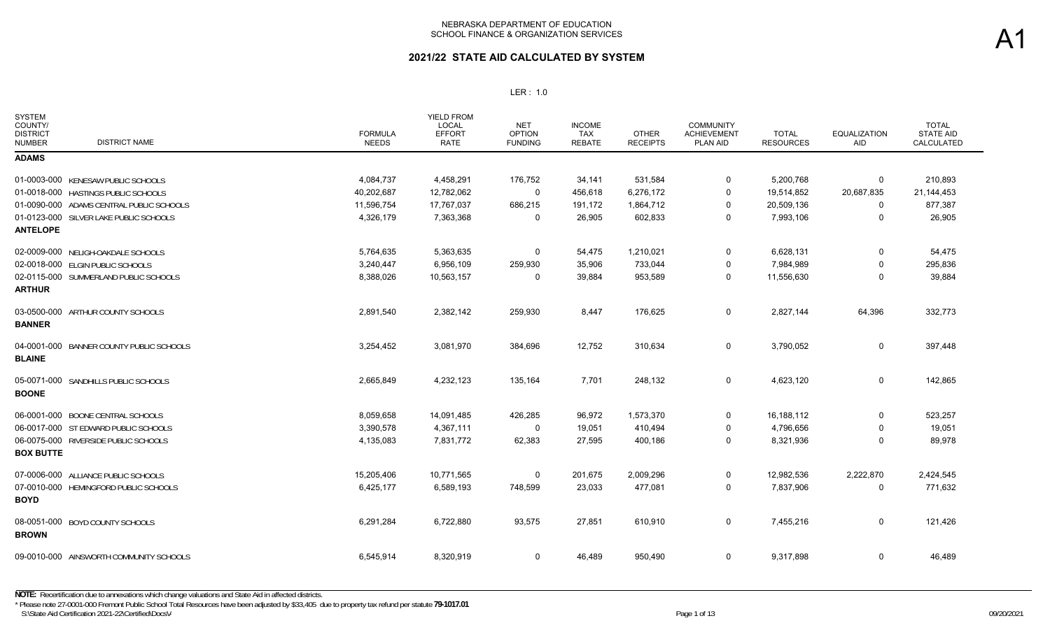NEBRASKA DEPARTMENT OF EDUCATION
SCHOOL FINANCE & ORGANIZATION SERVICES

A1

# 2021/22 STATE AID CALCULATED BY SYSTEM

LER : 1.0

| SYSTEM COUNTY/ DISTRICT NUMBER | DISTRICT NAME | FORMULA NEEDS | YIELD FROM LOCAL EFFORT RATE | NET OPTION FUNDING | INCOME TAX REBATE | OTHER RECEIPTS | COMMUNITY ACHIEVEMENT PLAN AID | TOTAL RESOURCES | EQUALIZATION AID | TOTAL STATE AID CALCULATED |
|---|---|---|---|---|---|---|---|---|---|---|
| **ADAMS** | | | | | | | | | | |
| 01-0003-000 | KENESAW PUBLIC SCHOOLS | 4,084,737 | 4,458,291 | 176,752 | 34,141 | 531,584 | 0 | 5,200,768 | 0 | 210,893 |
| 01-0018-000 | HASTINGS PUBLIC SCHOOLS | 40,202,687 | 12,782,062 | 0 | 456,618 | 6,276,172 | 0 | 19,514,852 | 20,687,835 | 21,144,453 |
| 01-0090-000 | ADAMS CENTRAL PUBLIC SCHOOLS | 11,596,754 | 17,767,037 | 686,215 | 191,172 | 1,864,712 | 0 | 20,509,136 | 0 | 877,387 |
| 01-0123-000 | SILVER LAKE PUBLIC SCHOOLS | 4,326,179 | 7,363,368 | 0 | 26,905 | 602,833 | 0 | 7,993,106 | 0 | 26,905 |
| **ANTELOPE** | | | | | | | | | | |
| 02-0009-000 | NELIGH-OAKDALE SCHOOLS | 5,764,635 | 5,363,635 | 0 | 54,475 | 1,210,021 | 0 | 6,628,131 | 0 | 54,475 |
| 02-0018-000 | ELGIN PUBLIC SCHOOLS | 3,240,447 | 6,956,109 | 259,930 | 35,906 | 733,044 | 0 | 7,984,989 | 0 | 295,836 |
| 02-0115-000 | SUMMERLAND PUBLIC SCHOOLS | 8,388,026 | 10,563,157 | 0 | 39,884 | 953,589 | 0 | 11,556,630 | 0 | 39,884 |
| **ARTHUR** | | | | | | | | | | |
| 03-0500-000 | ARTHUR COUNTY SCHOOLS | 2,891,540 | 2,382,142 | 259,930 | 8,447 | 176,625 | 0 | 2,827,144 | 64,396 | 332,773 |
| **BANNER** | | | | | | | | | | |
| 04-0001-000 | BANNER COUNTY PUBLIC SCHOOLS | 3,254,452 | 3,081,970 | 384,696 | 12,752 | 310,634 | 0 | 3,790,052 | 0 | 397,448 |
| **BLAINE** | | | | | | | | | | |
| 05-0071-000 | SANDHILLS PUBLIC SCHOOLS | 2,665,849 | 4,232,123 | 135,164 | 7,701 | 248,132 | 0 | 4,623,120 | 0 | 142,865 |
| **BOONE** | | | | | | | | | | |
| 06-0001-000 | BOONE CENTRAL SCHOOLS | 8,059,658 | 14,091,485 | 426,285 | 96,972 | 1,573,370 | 0 | 16,188,112 | 0 | 523,257 |
| 06-0017-000 | ST EDWARD PUBLIC SCHOOLS | 3,390,578 | 4,367,111 | 0 | 19,051 | 410,494 | 0 | 4,796,656 | 0 | 19,051 |
| 06-0075-000 | RIVERSIDE PUBLIC SCHOOLS | 4,135,083 | 7,831,772 | 62,383 | 27,595 | 400,186 | 0 | 8,321,936 | 0 | 89,978 |
| **BOX BUTTE** | | | | | | | | | | |
| 07-0006-000 | ALLIANCE PUBLIC SCHOOLS | 15,205,406 | 10,771,565 | 0 | 201,675 | 2,009,296 | 0 | 12,982,536 | 2,222,870 | 2,424,545 |
| 07-0010-000 | HEMINGFORD PUBLIC SCHOOLS | 6,425,177 | 6,589,193 | 748,599 | 23,033 | 477,081 | 0 | 7,837,906 | 0 | 771,632 |
| **BOYD** | | | | | | | | | | |
| 08-0051-000 | BOYD COUNTY SCHOOLS | 6,291,284 | 6,722,880 | 93,575 | 27,851 | 610,910 | 0 | 7,455,216 | 0 | 121,426 |
| **BROWN** | | | | | | | | | | |
| 09-0010-000 | AINSWORTH COMMUNITY SCHOOLS | 6,545,914 | 8,320,919 | 0 | 46,489 | 950,490 | 0 | 9,317,898 | 0 | 46,489 |

**NOTE:** Recertification due to annexations which change valuations and State Aid in affected districts.

\* Please note 27-0001-000 Fremont Public School Total Resources have been adjusted by $33,405 due to property tax refund per statute **79-1017.01**

S:\State Aid Certification 2021-22\Certified\Docs\ 09/20/2021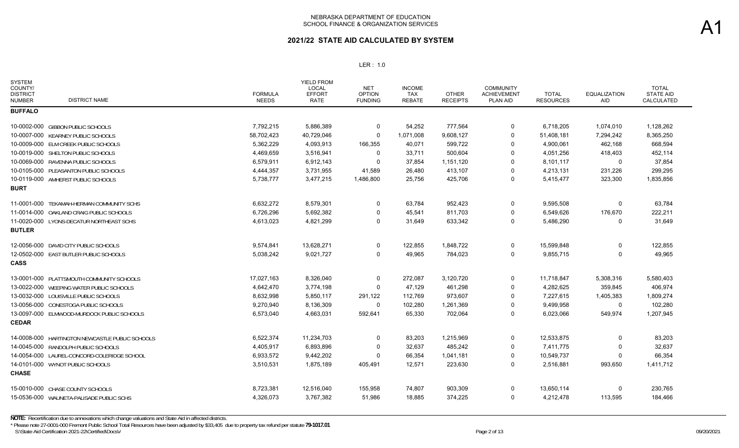NEBRASKA DEPARTMENT OF EDUCATION
SCHOOL FINANCE & ORGANIZATION SERVICES

A1

## 2021/22 STATE AID CALCULATED BY SYSTEM

LER : 1.0

| SYSTEM COUNTY/ DISTRICT NUMBER | DISTRICT NAME | FORMULA NEEDS | YIELD FROM LOCAL EFFORT RATE | NET OPTION FUNDING | INCOME TAX REBATE | OTHER RECEIPTS | COMMUNITY ACHIEVEMENT PLAN AID | TOTAL RESOURCES | EQUALIZATION AID | TOTAL STATE AID CALCULATED |
|---|---|---|---|---|---|---|---|---|---|---|
| **BUFFALO** | | | | | | | | | | |
| 10-0002-000 | GIBBON PUBLIC SCHOOLS | 7,792,215 | 5,886,389 | 0 | 54,252 | 777,564 | 0 | 6,718,205 | 1,074,010 | 1,128,262 |
| 10-0007-000 | KEARNEY PUBLIC SCHOOLS | 58,702,423 | 40,729,046 | 0 | 1,071,008 | 9,608,127 | 0 | 51,408,181 | 7,294,242 | 8,365,250 |
| 10-0009-000 | ELM CREEK PUBLIC SCHOOLS | 5,362,229 | 4,093,913 | 166,355 | 40,071 | 599,722 | 0 | 4,900,061 | 462,168 | 668,594 |
| 10-0019-000 | SHELTON PUBLIC SCHOOLS | 4,469,659 | 3,516,941 | 0 | 33,711 | 500,604 | 0 | 4,051,256 | 418,403 | 452,114 |
| 10-0069-000 | RAVENNA PUBLIC SCHOOLS | 6,579,911 | 6,912,143 | 0 | 37,854 | 1,151,120 | 0 | 8,101,117 | 0 | 37,854 |
| 10-0105-000 | PLEASANTON PUBLIC SCHOOLS | 4,444,357 | 3,731,955 | 41,589 | 26,480 | 413,107 | 0 | 4,213,131 | 231,226 | 299,295 |
| 10-0119-000 | AMHERST PUBLIC SCHOOLS | 5,738,777 | 3,477,215 | 1,486,800 | 25,756 | 425,706 | 0 | 5,415,477 | 323,300 | 1,835,856 |
| **BURT** | | | | | | | | | | |
| 11-0001-000 | TEKAMAH-HERMAN COMMUNITY SCHS | 6,632,272 | 8,579,301 | 0 | 63,784 | 952,423 | 0 | 9,595,508 | 0 | 63,784 |
| 11-0014-000 | OAKLAND CRAIG PUBLIC SCHOOLS | 6,726,296 | 5,692,382 | 0 | 45,541 | 811,703 | 0 | 6,549,626 | 176,670 | 222,211 |
| 11-0020-000 | LYONS-DECATUR NORTHEAST SCHS | 4,613,023 | 4,821,299 | 0 | 31,649 | 633,342 | 0 | 5,486,290 | 0 | 31,649 |
| **BUTLER** | | | | | | | | | | |
| 12-0056-000 | DAVID CITY PUBLIC SCHOOLS | 9,574,841 | 13,628,271 | 0 | 122,855 | 1,848,722 | 0 | 15,599,848 | 0 | 122,855 |
| 12-0502-000 | EAST BUTLER PUBLIC SCHOOLS | 5,038,242 | 9,021,727 | 0 | 49,965 | 784,023 | 0 | 9,855,715 | 0 | 49,965 |
| **CASS** | | | | | | | | | | |
| 13-0001-000 | PLATTSMOUTH COMMUNITY SCHOOLS | 17,027,163 | 8,326,040 | 0 | 272,087 | 3,120,720 | 0 | 11,718,847 | 5,308,316 | 5,580,403 |
| 13-0022-000 | WEEPING WATER PUBLIC SCHOOLS | 4,642,470 | 3,774,198 | 0 | 47,129 | 461,298 | 0 | 4,282,625 | 359,845 | 406,974 |
| 13-0032-000 | LOUISVILLE PUBLIC SCHOOLS | 8,632,998 | 5,850,117 | 291,122 | 112,769 | 973,607 | 0 | 7,227,615 | 1,405,383 | 1,809,274 |
| 13-0056-000 | CONESTOGA PUBLIC SCHOOLS | 9,270,940 | 8,136,309 | 0 | 102,280 | 1,261,369 | 0 | 9,499,958 | 0 | 102,280 |
| 13-0097-000 | ELMWOOD-MURDOCK PUBLIC SCHOOLS | 6,573,040 | 4,663,031 | 592,641 | 65,330 | 702,064 | 0 | 6,023,066 | 549,974 | 1,207,945 |
| **CEDAR** | | | | | | | | | | |
| 14-0008-000 | HARTINGTON NEWCASTLE PUBLIC SCHOOLS | 6,522,374 | 11,234,703 | 0 | 83,203 | 1,215,969 | 0 | 12,533,875 | 0 | 83,203 |
| 14-0045-000 | RANDOLPH PUBLIC SCHOOLS | 4,405,917 | 6,893,896 | 0 | 32,637 | 485,242 | 0 | 7,411,775 | 0 | 32,637 |
| 14-0054-000 | LAUREL-CONCORD-COLERIDGE SCHOOL | 6,933,572 | 9,442,202 | 0 | 66,354 | 1,041,181 | 0 | 10,549,737 | 0 | 66,354 |
| 14-0101-000 | WYNOT PUBLIC SCHOOLS | 3,510,531 | 1,875,189 | 405,491 | 12,571 | 223,630 | 0 | 2,516,881 | 993,650 | 1,411,712 |
| **CHASE** | | | | | | | | | | |
| 15-0010-000 | CHASE COUNTY SCHOOLS | 8,723,381 | 12,516,040 | 155,958 | 74,807 | 903,309 | 0 | 13,650,114 | 0 | 230,765 |
| 15-0536-000 | WAUNETA-PALISADE PUBLIC SCHS | 4,326,073 | 3,767,382 | 51,986 | 18,885 | 374,225 | 0 | 4,212,478 | 113,595 | 184,466 |

**NOTE:** Recertification due to annexations which change valuations and State Aid in affected districts.

\* Please note 27-0001-000 Fremont Public School Total Resources have been adjusted by $33,405 due to property tax refund per statute **79-1017.01**

S:\State Aid Certification 2021-22\Certified\Docs\ 09/20/2021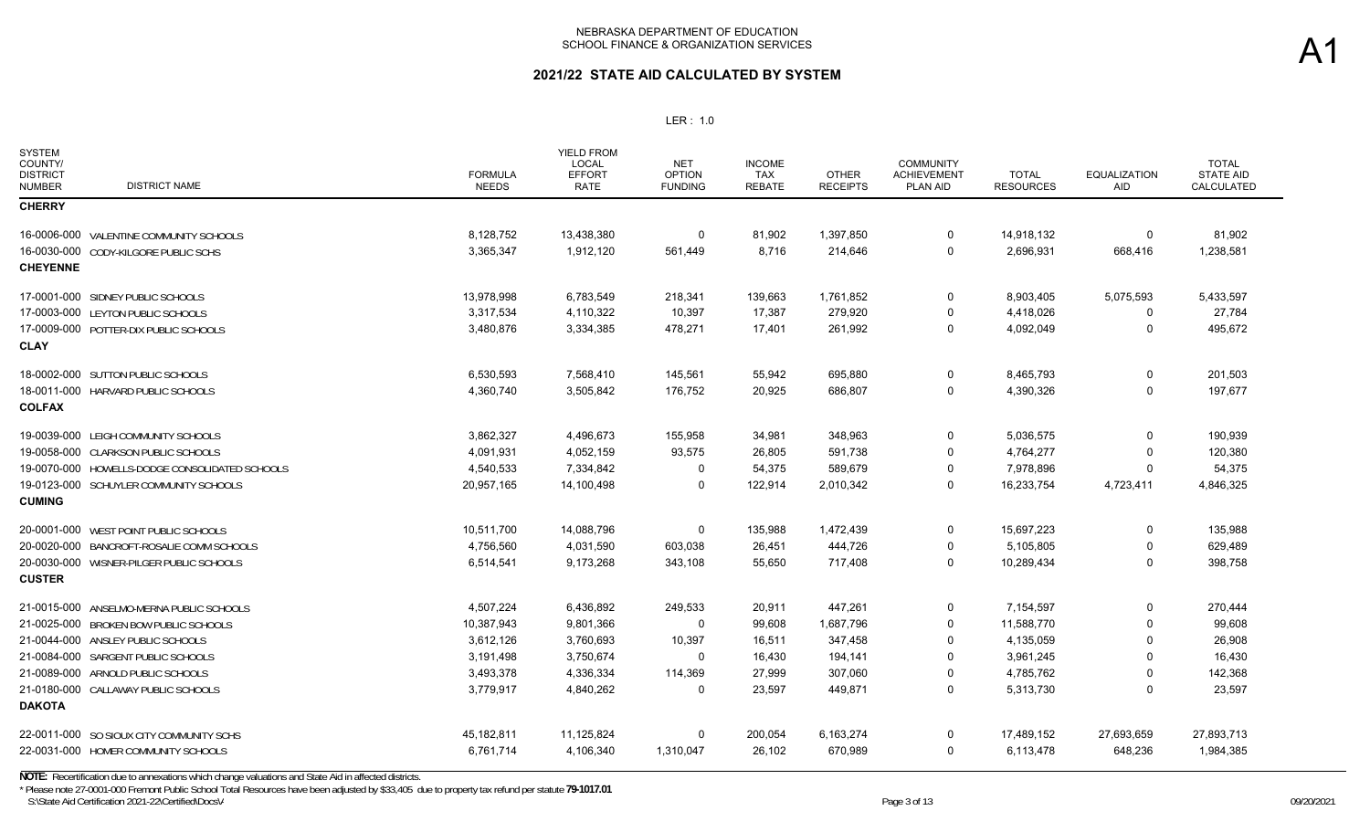NEBRASKA DEPARTMENT OF EDUCATION
SCHOOL FINANCE & ORGANIZATION SERVICES

A1

## 2021/22 STATE AID CALCULATED BY SYSTEM

LER : 1.0

| SYSTEM COUNTY/ DISTRICT NUMBER | DISTRICT NAME | FORMULA NEEDS | YIELD FROM LOCAL EFFORT RATE | NET OPTION FUNDING | INCOME TAX REBATE | OTHER RECEIPTS | COMMUNITY ACHIEVEMENT PLAN AID | TOTAL RESOURCES | EQUALIZATION AID | TOTAL STATE AID CALCULATED |
|---|---|---|---|---|---|---|---|---|---|---|
| **CHERRY** | | | | | | | | | | |
| 16-0006-000 | VALENTINE COMMUNITY SCHOOLS | 8,128,752 | 13,438,380 | 0 | 81,902 | 1,397,850 | 0 | 14,918,132 | 0 | 81,902 |
| 16-0030-000 | CODY-KILGORE PUBLIC SCHS | 3,365,347 | 1,912,120 | 561,449 | 8,716 | 214,646 | 0 | 2,696,931 | 668,416 | 1,238,581 |
| **CHEYENNE** | | | | | | | | | | |
| 17-0001-000 | SIDNEY PUBLIC SCHOOLS | 13,978,998 | 6,783,549 | 218,341 | 139,663 | 1,761,852 | 0 | 8,903,405 | 5,075,593 | 5,433,597 |
| 17-0003-000 | LEYTON PUBLIC SCHOOLS | 3,317,534 | 4,110,322 | 10,397 | 17,387 | 279,920 | 0 | 4,418,026 | 0 | 27,784 |
| 17-0009-000 | POTTER-DIX PUBLIC SCHOOLS | 3,480,876 | 3,334,385 | 478,271 | 17,401 | 261,992 | 0 | 4,092,049 | 0 | 495,672 |
| **CLAY** | | | | | | | | | | |
| 18-0002-000 | SUTTON PUBLIC SCHOOLS | 6,530,593 | 7,568,410 | 145,561 | 55,942 | 695,880 | 0 | 8,465,793 | 0 | 201,503 |
| 18-0011-000 | HARVARD PUBLIC SCHOOLS | 4,360,740 | 3,505,842 | 176,752 | 20,925 | 686,807 | 0 | 4,390,326 | 0 | 197,677 |
| **COLFAX** | | | | | | | | | | |
| 19-0039-000 | LEIGH COMMUNITY SCHOOLS | 3,862,327 | 4,496,673 | 155,958 | 34,981 | 348,963 | 0 | 5,036,575 | 0 | 190,939 |
| 19-0058-000 | CLARKSON PUBLIC SCHOOLS | 4,091,931 | 4,052,159 | 93,575 | 26,805 | 591,738 | 0 | 4,764,277 | 0 | 120,380 |
| 19-0070-000 | HOWELLS-DODGE CONSOLIDATED SCHOOLS | 4,540,533 | 7,334,842 | 0 | 54,375 | 589,679 | 0 | 7,978,896 | 0 | 54,375 |
| 19-0123-000 | SCHUYLER COMMUNITY SCHOOLS | 20,957,165 | 14,100,498 | 0 | 122,914 | 2,010,342 | 0 | 16,233,754 | 4,723,411 | 4,846,325 |
| **CUMING** | | | | | | | | | | |
| 20-0001-000 | WEST POINT PUBLIC SCHOOLS | 10,511,700 | 14,088,796 | 0 | 135,988 | 1,472,439 | 0 | 15,697,223 | 0 | 135,988 |
| 20-0020-000 | BANCROFT-ROSALIE COMM SCHOOLS | 4,756,560 | 4,031,590 | 603,038 | 26,451 | 444,726 | 0 | 5,105,805 | 0 | 629,489 |
| 20-0030-000 | WISNER-PILGER PUBLIC SCHOOLS | 6,514,541 | 9,173,268 | 343,108 | 55,650 | 717,408 | 0 | 10,289,434 | 0 | 398,758 |
| **CUSTER** | | | | | | | | | | |
| 21-0015-000 | ANSELMO-MERNA PUBLIC SCHOOLS | 4,507,224 | 6,436,892 | 249,533 | 20,911 | 447,261 | 0 | 7,154,597 | 0 | 270,444 |
| 21-0025-000 | BROKEN BOW PUBLIC SCHOOLS | 10,387,943 | 9,801,366 | 0 | 99,608 | 1,687,796 | 0 | 11,588,770 | 0 | 99,608 |
| 21-0044-000 | ANSLEY PUBLIC SCHOOLS | 3,612,126 | 3,760,693 | 10,397 | 16,511 | 347,458 | 0 | 4,135,059 | 0 | 26,908 |
| 21-0084-000 | SARGENT PUBLIC SCHOOLS | 3,191,498 | 3,750,674 | 0 | 16,430 | 194,141 | 0 | 3,961,245 | 0 | 16,430 |
| 21-0089-000 | ARNOLD PUBLIC SCHOOLS | 3,493,378 | 4,336,334 | 114,369 | 27,999 | 307,060 | 0 | 4,785,762 | 0 | 142,368 |
| 21-0180-000 | CALLAWAY PUBLIC SCHOOLS | 3,779,917 | 4,840,262 | 0 | 23,597 | 449,871 | 0 | 5,313,730 | 0 | 23,597 |
| **DAKOTA** | | | | | | | | | | |
| 22-0011-000 | SO SIOUX CITY COMMUNITY SCHS | 45,182,811 | 11,125,824 | 0 | 200,054 | 6,163,274 | 0 | 17,489,152 | 27,693,659 | 27,893,713 |
| 22-0031-000 | HOMER COMMUNITY SCHOOLS | 6,761,714 | 4,106,340 | 1,310,047 | 26,102 | 670,989 | 0 | 6,113,478 | 648,236 | 1,984,385 |

**NOTE:** Recertification due to annexations which change valuations and State Aid in affected districts.

* Please note 27-0001-000 Fremont Public School Total Resources have been adjusted by $33,405 due to property tax refund per statute **79-1017.01**

S:\State Aid Certification 2021-22\Certified\Docs\ 09/20/2021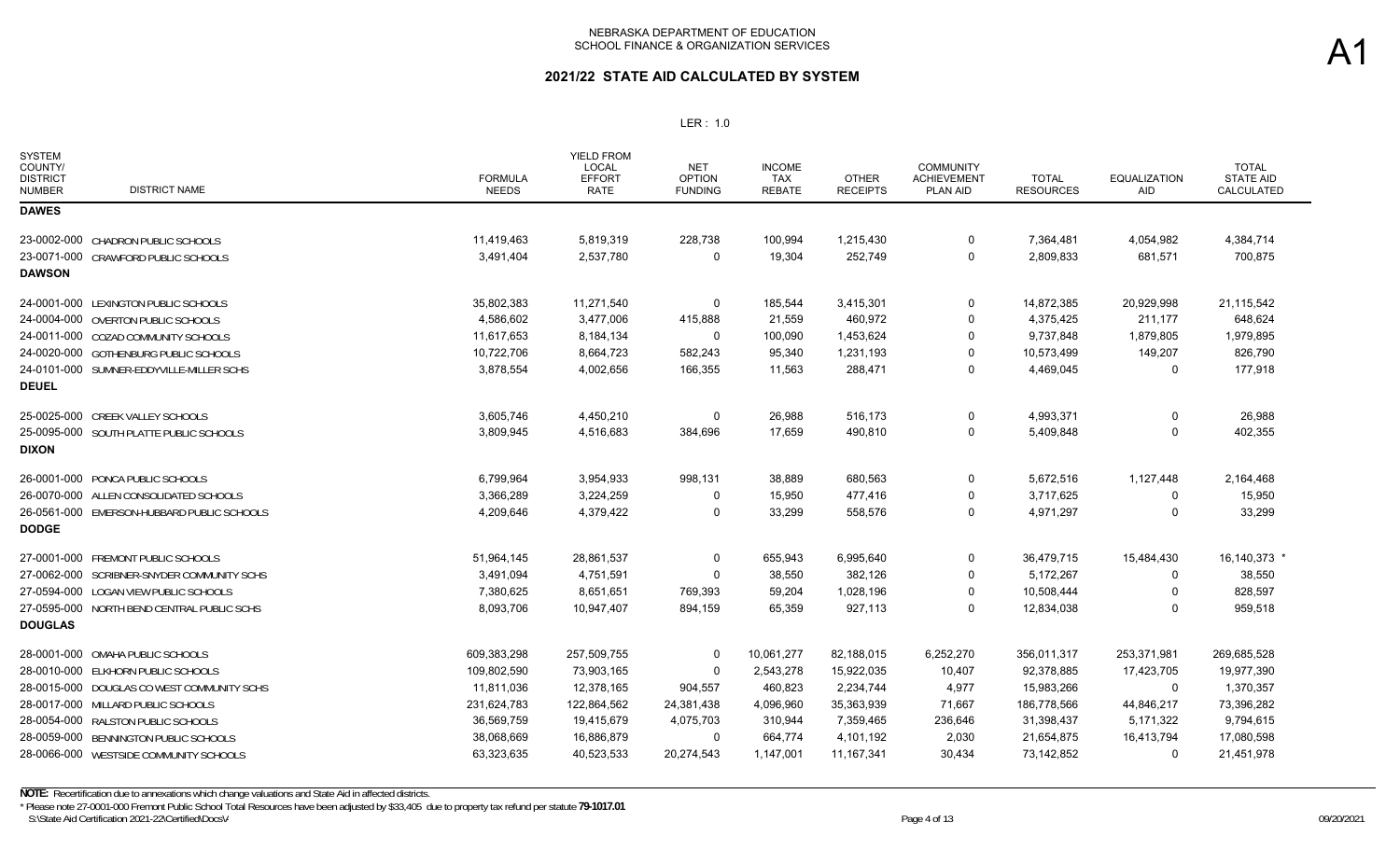NEBRASKA DEPARTMENT OF EDUCATION
SCHOOL FINANCE & ORGANIZATION SERVICES

A1

## 2021/22 STATE AID CALCULATED BY SYSTEM

LER : 1.0

| SYSTEM COUNTY/ DISTRICT NUMBER | DISTRICT NAME | FORMULA NEEDS | YIELD FROM LOCAL EFFORT RATE | NET OPTION FUNDING | INCOME TAX REBATE | OTHER RECEIPTS | COMMUNITY ACHIEVEMENT PLAN AID | TOTAL RESOURCES | EQUALIZATION AID | TOTAL STATE AID CALCULATED |
|---|---|---|---|---|---|---|---|---|---|---|
| **DAWES** | | | | | | | | | | |
| 23-0002-000 | CHADRON PUBLIC SCHOOLS | 11,419,463 | 5,819,319 | 228,738 | 100,994 | 1,215,430 | 0 | 7,364,481 | 4,054,982 | 4,384,714 |
| 23-0071-000 | CRAWFORD PUBLIC SCHOOLS | 3,491,404 | 2,537,780 | 0 | 19,304 | 252,749 | 0 | 2,809,833 | 681,571 | 700,875 |
| **DAWSON** | | | | | | | | | | |
| 24-0001-000 | LEXINGTON PUBLIC SCHOOLS | 35,802,383 | 11,271,540 | 0 | 185,544 | 3,415,301 | 0 | 14,872,385 | 20,929,998 | 21,115,542 |
| 24-0004-000 | OVERTON PUBLIC SCHOOLS | 4,586,602 | 3,477,006 | 415,888 | 21,559 | 460,972 | 0 | 4,375,425 | 211,177 | 648,624 |
| 24-0011-000 | COZAD COMMUNITY SCHOOLS | 11,617,653 | 8,184,134 | 0 | 100,090 | 1,453,624 | 0 | 9,737,848 | 1,879,805 | 1,979,895 |
| 24-0020-000 | GOTHENBURG PUBLIC SCHOOLS | 10,722,706 | 8,664,723 | 582,243 | 95,340 | 1,231,193 | 0 | 10,573,499 | 149,207 | 826,790 |
| 24-0101-000 | SUMNER-EDDYVILLE-MILLER SCHS | 3,878,554 | 4,002,656 | 166,355 | 11,563 | 288,471 | 0 | 4,469,045 | 0 | 177,918 |
| **DEUEL** | | | | | | | | | | |
| 25-0025-000 | CREEK VALLEY SCHOOLS | 3,605,746 | 4,450,210 | 0 | 26,988 | 516,173 | 0 | 4,993,371 | 0 | 26,988 |
| 25-0095-000 | SOUTH PLATTE PUBLIC SCHOOLS | 3,809,945 | 4,516,683 | 384,696 | 17,659 | 490,810 | 0 | 5,409,848 | 0 | 402,355 |
| **DIXON** | | | | | | | | | | |
| 26-0001-000 | PONCA PUBLIC SCHOOLS | 6,799,964 | 3,954,933 | 998,131 | 38,889 | 680,563 | 0 | 5,672,516 | 1,127,448 | 2,164,468 |
| 26-0070-000 | ALLEN CONSOLIDATED SCHOOLS | 3,366,289 | 3,224,259 | 0 | 15,950 | 477,416 | 0 | 3,717,625 | 0 | 15,950 |
| 26-0561-000 | EMERSON-HUBBARD PUBLIC SCHOOLS | 4,209,646 | 4,379,422 | 0 | 33,299 | 558,576 | 0 | 4,971,297 | 0 | 33,299 |
| **DODGE** | | | | | | | | | | |
| 27-0001-000 | FREMONT PUBLIC SCHOOLS | 51,964,145 | 28,861,537 | 0 | 655,943 | 6,995,640 | 0 | 36,479,715 | 15,484,430 | 16,140,373 * |
| 27-0062-000 | SCRIBNER-SNYDER COMMUNITY SCHS | 3,491,094 | 4,751,591 | 0 | 38,550 | 382,126 | 0 | 5,172,267 | 0 | 38,550 |
| 27-0594-000 | LOGAN VIEW PUBLIC SCHOOLS | 7,380,625 | 8,651,651 | 769,393 | 59,204 | 1,028,196 | 0 | 10,508,444 | 0 | 828,597 |
| 27-0595-000 | NORTH BEND CENTRAL PUBLIC SCHS | 8,093,706 | 10,947,407 | 894,159 | 65,359 | 927,113 | 0 | 12,834,038 | 0 | 959,518 |
| **DOUGLAS** | | | | | | | | | | |
| 28-0001-000 | OMAHA PUBLIC SCHOOLS | 609,383,298 | 257,509,755 | 0 | 10,061,277 | 82,188,015 | 6,252,270 | 356,011,317 | 253,371,981 | 269,685,528 |
| 28-0010-000 | ELKHORN PUBLIC SCHOOLS | 109,802,590 | 73,903,165 | 0 | 2,543,278 | 15,922,035 | 10,407 | 92,378,885 | 17,423,705 | 19,977,390 |
| 28-0015-000 | DOUGLAS CO WEST COMMUNITY SCHS | 11,811,036 | 12,378,165 | 904,557 | 460,823 | 2,234,744 | 4,977 | 15,983,266 | 0 | 1,370,357 |
| 28-0017-000 | MILLARD PUBLIC SCHOOLS | 231,624,783 | 122,864,562 | 24,381,438 | 4,096,960 | 35,363,939 | 71,667 | 186,778,566 | 44,846,217 | 73,396,282 |
| 28-0054-000 | RALSTON PUBLIC SCHOOLS | 36,569,759 | 19,415,679 | 4,075,703 | 310,944 | 7,359,465 | 236,646 | 31,398,437 | 5,171,322 | 9,794,615 |
| 28-0059-000 | BENNINGTON PUBLIC SCHOOLS | 38,068,669 | 16,886,879 | 0 | 664,774 | 4,101,192 | 2,030 | 21,654,875 | 16,413,794 | 17,080,598 |
| 28-0066-000 | WESTSIDE COMMUNITY SCHOOLS | 63,323,635 | 40,523,533 | 20,274,543 | 1,147,001 | 11,167,341 | 30,434 | 73,142,852 | 0 | 21,451,978 |

**NOTE:** Recertification due to annexations which change valuations and State Aid in affected districts.

\* Please note 27-0001-000 Fremont Public School Total Resources have been adjusted by $33,405 due to property tax refund per statute **79-1017.01**

S:\State Aid Certification 2021-22\Certified\Docs\ 09/20/2021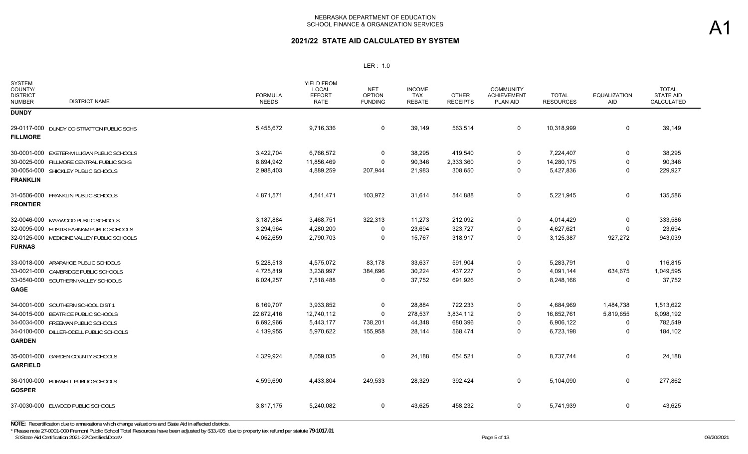NEBRASKA DEPARTMENT OF EDUCATION
SCHOOL FINANCE & ORGANIZATION SERVICES

A1

# 2021/22 STATE AID CALCULATED BY SYSTEM

LER : 1.0

| SYSTEM COUNTY/ DISTRICT NUMBER | DISTRICT NAME | FORMULA NEEDS | YIELD FROM LOCAL EFFORT RATE | NET OPTION FUNDING | INCOME TAX REBATE | OTHER RECEIPTS | COMMUNITY ACHIEVEMENT PLAN AID | TOTAL RESOURCES | EQUALIZATION AID | TOTAL STATE AID CALCULATED |
|---|---|---|---|---|---|---|---|---|---|---|
| **DUNDY** | | | | | | | | | | |
| 29-0117-000 | DUNDY CO STRATTON PUBLIC SCHS | 5,455,672 | 9,716,336 | 0 | 39,149 | 563,514 | 0 | 10,318,999 | 0 | 39,149 |
| **FILLMORE** | | | | | | | | | | |
| 30-0001-000 | EXETER-MILLIGAN PUBLIC SCHOOLS | 3,422,704 | 6,766,572 | 0 | 38,295 | 419,540 | 0 | 7,224,407 | 0 | 38,295 |
| 30-0025-000 | FILLMORE CENTRAL PUBLIC SCHS | 8,894,942 | 11,856,469 | 0 | 90,346 | 2,333,360 | 0 | 14,280,175 | 0 | 90,346 |
| 30-0054-000 | SHICKLEY PUBLIC SCHOOLS | 2,988,403 | 4,889,259 | 207,944 | 21,983 | 308,650 | 0 | 5,427,836 | 0 | 229,927 |
| **FRANKLIN** | | | | | | | | | | |
| 31-0506-000 | FRANKLIN PUBLIC SCHOOLS | 4,871,571 | 4,541,471 | 103,972 | 31,614 | 544,888 | 0 | 5,221,945 | 0 | 135,586 |
| **FRONTIER** | | | | | | | | | | |
| 32-0046-000 | MAYWOOD PUBLIC SCHOOLS | 3,187,884 | 3,468,751 | 322,313 | 11,273 | 212,092 | 0 | 4,014,429 | 0 | 333,586 |
| 32-0095-000 | EUSTIS-FARNAM PUBLIC SCHOOLS | 3,294,964 | 4,280,200 | 0 | 23,694 | 323,727 | 0 | 4,627,621 | 0 | 23,694 |
| 32-0125-000 | MEDICINE VALLEY PUBLIC SCHOOLS | 4,052,659 | 2,790,703 | 0 | 15,767 | 318,917 | 0 | 3,125,387 | 927,272 | 943,039 |
| **FURNAS** | | | | | | | | | | |
| 33-0018-000 | ARAPAHOE PUBLIC SCHOOLS | 5,228,513 | 4,575,072 | 83,178 | 33,637 | 591,904 | 0 | 5,283,791 | 0 | 116,815 |
| 33-0021-000 | CAMBRIDGE PUBLIC SCHOOLS | 4,725,819 | 3,238,997 | 384,696 | 30,224 | 437,227 | 0 | 4,091,144 | 634,675 | 1,049,595 |
| 33-0540-000 | SOUTHERN VALLEY SCHOOLS | 6,024,257 | 7,518,488 | 0 | 37,752 | 691,926 | 0 | 8,248,166 | 0 | 37,752 |
| **GAGE** | | | | | | | | | | |
| 34-0001-000 | SOUTHERN SCHOOL DIST 1 | 6,169,707 | 3,933,852 | 0 | 28,884 | 722,233 | 0 | 4,684,969 | 1,484,738 | 1,513,622 |
| 34-0015-000 | BEATRICE PUBLIC SCHOOLS | 22,672,416 | 12,740,112 | 0 | 278,537 | 3,834,112 | 0 | 16,852,761 | 5,819,655 | 6,098,192 |
| 34-0034-000 | FREEMAN PUBLIC SCHOOLS | 6,692,966 | 5,443,177 | 738,201 | 44,348 | 680,396 | 0 | 6,906,122 | 0 | 782,549 |
| 34-0100-000 | DILLER-ODELL PUBLIC SCHOOLS | 4,139,955 | 5,970,622 | 155,958 | 28,144 | 568,474 | 0 | 6,723,198 | 0 | 184,102 |
| **GARDEN** | | | | | | | | | | |
| 35-0001-000 | GARDEN COUNTY SCHOOLS | 4,329,924 | 8,059,035 | 0 | 24,188 | 654,521 | 0 | 8,737,744 | 0 | 24,188 |
| **GARFIELD** | | | | | | | | | | |
| 36-0100-000 | BURWELL PUBLIC SCHOOLS | 4,599,690 | 4,433,804 | 249,533 | 28,329 | 392,424 | 0 | 5,104,090 | 0 | 277,862 |
| **GOSPER** | | | | | | | | | | |
| 37-0030-000 | ELWOOD PUBLIC SCHOOLS | 3,817,175 | 5,240,082 | 0 | 43,625 | 458,232 | 0 | 5,741,939 | 0 | 43,625 |

**NOTE:** Recertification due to annexations which change valuations and State Aid in affected districts.

* Please note 27-0001-000 Fremont Public School Total Resources have been adjusted by $33,405 due to property tax refund per statute **79-1017.01**

S:\State Aid Certification 2021-22\Certified\Docs\ 09/20/2021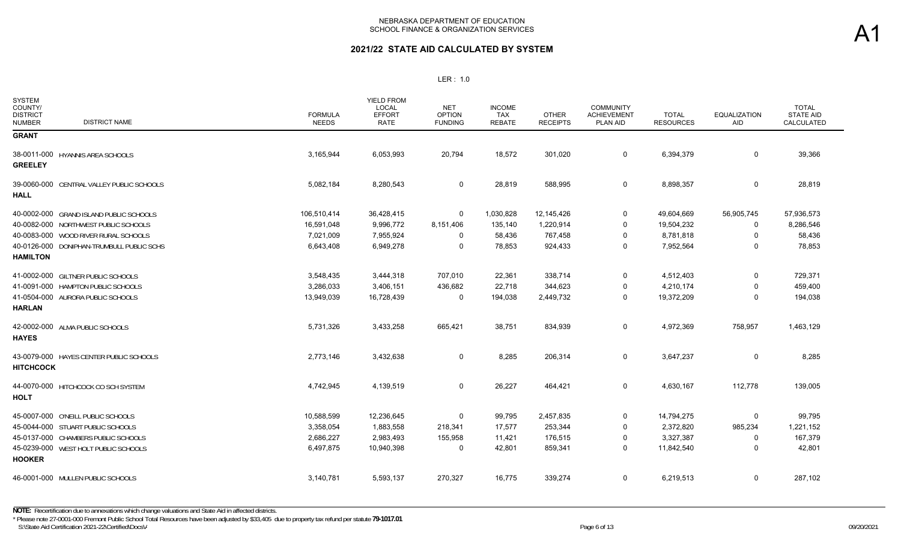NEBRASKA DEPARTMENT OF EDUCATION
SCHOOL FINANCE & ORGANIZATION SERVICES

A1

## 2021/22 STATE AID CALCULATED BY SYSTEM

LER : 1.0

| SYSTEM COUNTY/ DISTRICT NUMBER | DISTRICT NAME | FORMULA NEEDS | YIELD FROM LOCAL EFFORT RATE | NET OPTION FUNDING | INCOME TAX REBATE | OTHER RECEIPTS | COMMUNITY ACHIEVEMENT PLAN AID | TOTAL RESOURCES | EQUALIZATION AID | TOTAL STATE AID CALCULATED |
|---|---|---|---|---|---|---|---|---|---|---|
| **GRANT** | | | | | | | | | | |
| 38-0011-000 | HYANNIS AREA SCHOOLS | 3,165,944 | 6,053,993 | 20,794 | 18,572 | 301,020 | 0 | 6,394,379 | 0 | 39,366 |
| **GREELEY** | | | | | | | | | | |
| 39-0060-000 | CENTRAL VALLEY PUBLIC SCHOOLS | 5,082,184 | 8,280,543 | 0 | 28,819 | 588,995 | 0 | 8,898,357 | 0 | 28,819 |
| **HALL** | | | | | | | | | | |
| 40-0002-000 | GRAND ISLAND PUBLIC SCHOOLS | 106,510,414 | 36,428,415 | 0 | 1,030,828 | 12,145,426 | 0 | 49,604,669 | 56,905,745 | 57,936,573 |
| 40-0082-000 | NORTHWEST PUBLIC SCHOOLS | 16,591,048 | 9,996,772 | 8,151,406 | 135,140 | 1,220,914 | 0 | 19,504,232 | 0 | 8,286,546 |
| 40-0083-000 | WOOD RIVER RURAL SCHOOLS | 7,021,009 | 7,955,924 | 0 | 58,436 | 767,458 | 0 | 8,781,818 | 0 | 58,436 |
| 40-0126-000 | DONIPHAN-TRUMBULL PUBLIC SCHS | 6,643,408 | 6,949,278 | 0 | 78,853 | 924,433 | 0 | 7,952,564 | 0 | 78,853 |
| **HAMILTON** | | | | | | | | | | |
| 41-0002-000 | GILTNER PUBLIC SCHOOLS | 3,548,435 | 3,444,318 | 707,010 | 22,361 | 338,714 | 0 | 4,512,403 | 0 | 729,371 |
| 41-0091-000 | HAMPTON PUBLIC SCHOOLS | 3,286,033 | 3,406,151 | 436,682 | 22,718 | 344,623 | 0 | 4,210,174 | 0 | 459,400 |
| 41-0504-000 | AURORA PUBLIC SCHOOLS | 13,949,039 | 16,728,439 | 0 | 194,038 | 2,449,732 | 0 | 19,372,209 | 0 | 194,038 |
| **HARLAN** | | | | | | | | | | |
| 42-0002-000 | ALMA PUBLIC SCHOOLS | 5,731,326 | 3,433,258 | 665,421 | 38,751 | 834,939 | 0 | 4,972,369 | 758,957 | 1,463,129 |
| **HAYES** | | | | | | | | | | |
| 43-0079-000 | HAYES CENTER PUBLIC SCHOOLS | 2,773,146 | 3,432,638 | 0 | 8,285 | 206,314 | 0 | 3,647,237 | 0 | 8,285 |
| **HITCHCOCK** | | | | | | | | | | |
| 44-0070-000 | HITCHCOCK CO SCH SYSTEM | 4,742,945 | 4,139,519 | 0 | 26,227 | 464,421 | 0 | 4,630,167 | 112,778 | 139,005 |
| **HOLT** | | | | | | | | | | |
| 45-0007-000 | O'NEILL PUBLIC SCHOOLS | 10,588,599 | 12,236,645 | 0 | 99,795 | 2,457,835 | 0 | 14,794,275 | 0 | 99,795 |
| 45-0044-000 | STUART PUBLIC SCHOOLS | 3,358,054 | 1,883,558 | 218,341 | 17,577 | 253,344 | 0 | 2,372,820 | 985,234 | 1,221,152 |
| 45-0137-000 | CHAMBERS PUBLIC SCHOOLS | 2,686,227 | 2,983,493 | 155,958 | 11,421 | 176,515 | 0 | 3,327,387 | 0 | 167,379 |
| 45-0239-000 | WEST HOLT PUBLIC SCHOOLS | 6,497,875 | 10,940,398 | 0 | 42,801 | 859,341 | 0 | 11,842,540 | 0 | 42,801 |
| **HOOKER** | | | | | | | | | | |
| 46-0001-000 | MULLEN PUBLIC SCHOOLS | 3,140,781 | 5,593,137 | 270,327 | 16,775 | 339,274 | 0 | 6,219,513 | 0 | 287,102 |

**NOTE:** Recertification due to annexations which change valuations and State Aid in affected districts.

\* Please note 27-0001-000 Fremont Public School Total Resources have been adjusted by $33,405 due to property tax refund per statute **79-1017.01**

S:\State Aid Certification 2021-22\Certified\Docs\ 09/20/2021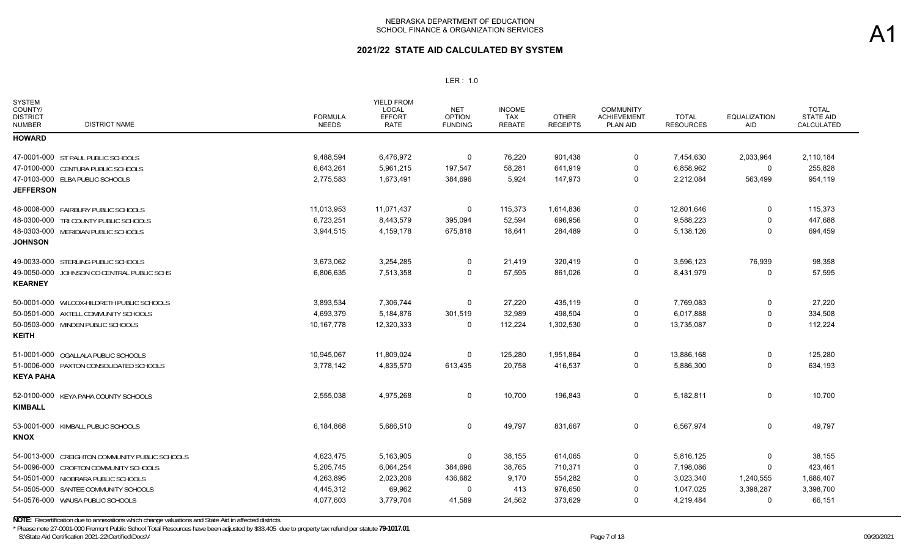NEBRASKA DEPARTMENT OF EDUCATION
SCHOOL FINANCE & ORGANIZATION SERVICES

A1

## 2021/22 STATE AID CALCULATED BY SYSTEM

LER : 1.0

| SYSTEM COUNTY/ DISTRICT NUMBER | DISTRICT NAME | FORMULA NEEDS | YIELD FROM LOCAL EFFORT RATE | NET OPTION FUNDING | INCOME TAX REBATE | OTHER RECEIPTS | COMMUNITY ACHIEVEMENT PLAN AID | TOTAL RESOURCES | EQUALIZATION AID | TOTAL STATE AID CALCULATED |
|---|---|---|---|---|---|---|---|---|---|---|
| **HOWARD** | | | | | | | | | | |
| 47-0001-000 | ST PAUL PUBLIC SCHOOLS | 9,488,594 | 6,476,972 | 0 | 76,220 | 901,438 | 0 | 7,454,630 | 2,033,964 | 2,110,184 |
| 47-0100-000 | CENTURA PUBLIC SCHOOLS | 6,643,261 | 5,961,215 | 197,547 | 58,281 | 641,919 | 0 | 6,858,962 | 0 | 255,828 |
| 47-0103-000 | ELBA PUBLIC SCHOOLS | 2,775,583 | 1,673,491 | 384,696 | 5,924 | 147,973 | 0 | 2,212,084 | 563,499 | 954,119 |
| **JEFFERSON** | | | | | | | | | | |
| 48-0008-000 | FAIRBURY PUBLIC SCHOOLS | 11,013,953 | 11,071,437 | 0 | 115,373 | 1,614,836 | 0 | 12,801,646 | 0 | 115,373 |
| 48-0300-000 | TRI COUNTY PUBLIC SCHOOLS | 6,723,251 | 8,443,579 | 395,094 | 52,594 | 696,956 | 0 | 9,588,223 | 0 | 447,688 |
| 48-0303-000 | MERIDIAN PUBLIC SCHOOLS | 3,944,515 | 4,159,178 | 675,818 | 18,641 | 284,489 | 0 | 5,138,126 | 0 | 694,459 |
| **JOHNSON** | | | | | | | | | | |
| 49-0033-000 | STERLING PUBLIC SCHOOLS | 3,673,062 | 3,254,285 | 0 | 21,419 | 320,419 | 0 | 3,596,123 | 76,939 | 98,358 |
| 49-0050-000 | JOHNSON CO CENTRAL PUBLIC SCHS | 6,806,635 | 7,513,358 | 0 | 57,595 | 861,026 | 0 | 8,431,979 | 0 | 57,595 |
| **KEARNEY** | | | | | | | | | | |
| 50-0001-000 | WILCOX-HILDRETH PUBLIC SCHOOLS | 3,893,534 | 7,306,744 | 0 | 27,220 | 435,119 | 0 | 7,769,083 | 0 | 27,220 |
| 50-0501-000 | AXTELL COMMUNITY SCHOOLS | 4,693,379 | 5,184,876 | 301,519 | 32,989 | 498,504 | 0 | 6,017,888 | 0 | 334,508 |
| 50-0503-000 | MINDEN PUBLIC SCHOOLS | 10,167,778 | 12,320,333 | 0 | 112,224 | 1,302,530 | 0 | 13,735,087 | 0 | 112,224 |
| **KEITH** | | | | | | | | | | |
| 51-0001-000 | OGALLALA PUBLIC SCHOOLS | 10,945,067 | 11,809,024 | 0 | 125,280 | 1,951,864 | 0 | 13,886,168 | 0 | 125,280 |
| 51-0006-000 | PAXTON CONSOLIDATED SCHOOLS | 3,778,142 | 4,835,570 | 613,435 | 20,758 | 416,537 | 0 | 5,886,300 | 0 | 634,193 |
| **KEYA PAHA** | | | | | | | | | | |
| 52-0100-000 | KEYA PAHA COUNTY SCHOOLS | 2,555,038 | 4,975,268 | 0 | 10,700 | 196,843 | 0 | 5,182,811 | 0 | 10,700 |
| **KIMBALL** | | | | | | | | | | |
| 53-0001-000 | KIMBALL PUBLIC SCHOOLS | 6,184,868 | 5,686,510 | 0 | 49,797 | 831,667 | 0 | 6,567,974 | 0 | 49,797 |
| **KNOX** | | | | | | | | | | |
| 54-0013-000 | CREIGHTON COMMUNITY PUBLIC SCHOOLS | 4,623,475 | 5,163,905 | 0 | 38,155 | 614,065 | 0 | 5,816,125 | 0 | 38,155 |
| 54-0096-000 | CROFTON COMMUNITY SCHOOLS | 5,205,745 | 6,064,254 | 384,696 | 38,765 | 710,371 | 0 | 7,198,086 | 0 | 423,461 |
| 54-0501-000 | NIOBRARA PUBLIC SCHOOLS | 4,263,895 | 2,023,206 | 436,682 | 9,170 | 554,282 | 0 | 3,023,340 | 1,240,555 | 1,686,407 |
| 54-0505-000 | SANTEE COMMUNITY SCHOOLS | 4,445,312 | 69,962 | 0 | 413 | 976,650 | 0 | 1,047,025 | 3,398,287 | 3,398,700 |
| 54-0576-000 | WAUSA PUBLIC SCHOOLS | 4,077,603 | 3,779,704 | 41,589 | 24,562 | 373,629 | 0 | 4,219,484 | 0 | 66,151 |

**NOTE:** Recertification due to annexations which change valuations and State Aid in affected districts.

\* Please note 27-0001-000 Fremont Public School Total Resources have been adjusted by $33,405 due to property tax refund per statute **79-1017.01**

S:\State Aid Certification 2021-22\Certified\Docs\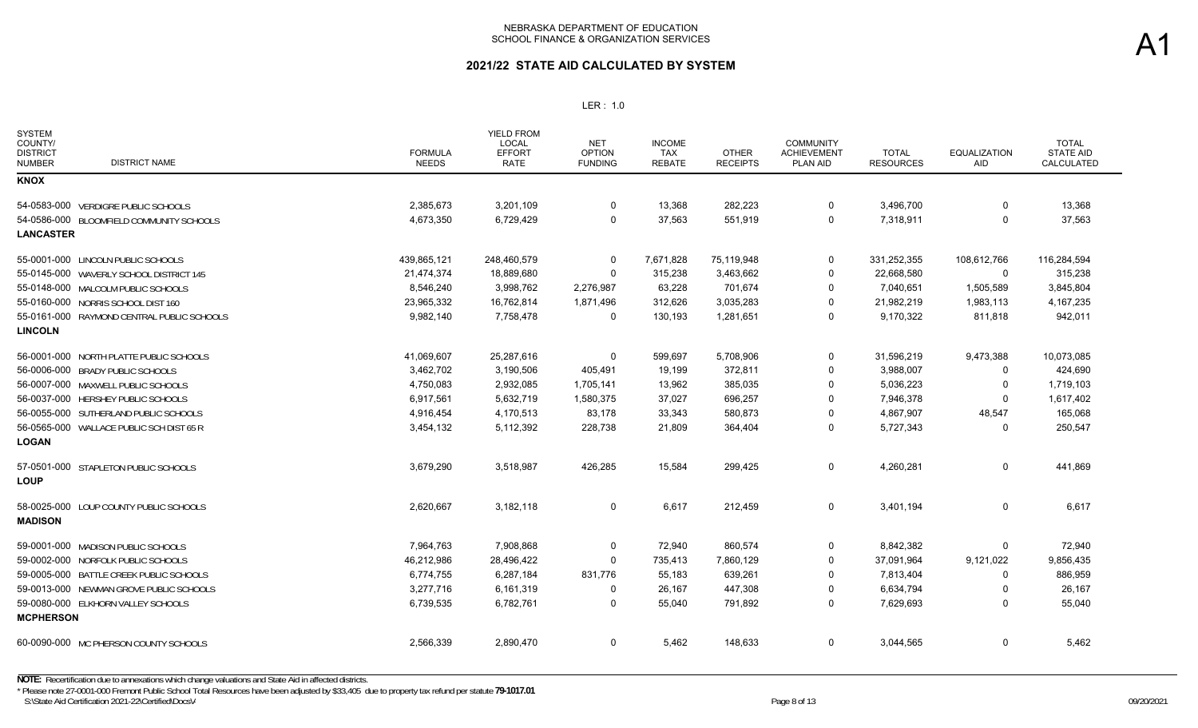# NEBRASKA DEPARTMENT OF EDUCATION
## SCHOOL FINANCE & ORGANIZATION SERVICES

A1

## 2021/22 STATE AID CALCULATED BY SYSTEM

LER : 1.0

| SYSTEM COUNTY/ DISTRICT NUMBER | DISTRICT NAME | FORMULA NEEDS | YIELD FROM LOCAL EFFORT RATE | NET OPTION FUNDING | INCOME TAX REBATE | OTHER RECEIPTS | COMMUNITY ACHIEVEMENT PLAN AID | TOTAL RESOURCES | EQUALIZATION AID | TOTAL STATE AID CALCULATED |
|---|---|---|---|---|---|---|---|---|---|---|
| **KNOX** | | | | | | | | | | |
| 54-0583-000 | VERDIGRE PUBLIC SCHOOLS | 2,385,673 | 3,201,109 | 0 | 13,368 | 282,223 | 0 | 3,496,700 | 0 | 13,368 |
| 54-0586-000 | BLOOMFIELD COMMUNITY SCHOOLS | 4,673,350 | 6,729,429 | 0 | 37,563 | 551,919 | 0 | 7,318,911 | 0 | 37,563 |
| **LANCASTER** | | | | | | | | | | |
| 55-0001-000 | LINCOLN PUBLIC SCHOOLS | 439,865,121 | 248,460,579 | 0 | 7,671,828 | 75,119,948 | 0 | 331,252,355 | 108,612,766 | 116,284,594 |
| 55-0145-000 | WAVERLY SCHOOL DISTRICT 145 | 21,474,374 | 18,889,680 | 0 | 315,238 | 3,463,662 | 0 | 22,668,580 | 0 | 315,238 |
| 55-0148-000 | MALCOLM PUBLIC SCHOOLS | 8,546,240 | 3,998,762 | 2,276,987 | 63,228 | 701,674 | 0 | 7,040,651 | 1,505,589 | 3,845,804 |
| 55-0160-000 | NORRIS SCHOOL DIST 160 | 23,965,332 | 16,762,814 | 1,871,496 | 312,626 | 3,035,283 | 0 | 21,982,219 | 1,983,113 | 4,167,235 |
| 55-0161-000 | RAYMOND CENTRAL PUBLIC SCHOOLS | 9,982,140 | 7,758,478 | 0 | 130,193 | 1,281,651 | 0 | 9,170,322 | 811,818 | 942,011 |
| **LINCOLN** | | | | | | | | | | |
| 56-0001-000 | NORTH PLATTE PUBLIC SCHOOLS | 41,069,607 | 25,287,616 | 0 | 599,697 | 5,708,906 | 0 | 31,596,219 | 9,473,388 | 10,073,085 |
| 56-0006-000 | BRADY PUBLIC SCHOOLS | 3,462,702 | 3,190,506 | 405,491 | 19,199 | 372,811 | 0 | 3,988,007 | 0 | 424,690 |
| 56-0007-000 | MAXWELL PUBLIC SCHOOLS | 4,750,083 | 2,932,085 | 1,705,141 | 13,962 | 385,035 | 0 | 5,036,223 | 0 | 1,719,103 |
| 56-0037-000 | HERSHEY PUBLIC SCHOOLS | 6,917,561 | 5,632,719 | 1,580,375 | 37,027 | 696,257 | 0 | 7,946,378 | 0 | 1,617,402 |
| 56-0055-000 | SUTHERLAND PUBLIC SCHOOLS | 4,916,454 | 4,170,513 | 83,178 | 33,343 | 580,873 | 0 | 4,867,907 | 48,547 | 165,068 |
| 56-0565-000 | WALLACE PUBLIC SCH DIST 65 R | 3,454,132 | 5,112,392 | 228,738 | 21,809 | 364,404 | 0 | 5,727,343 | 0 | 250,547 |
| **LOGAN** | | | | | | | | | | |
| 57-0501-000 | STAPLETON PUBLIC SCHOOLS | 3,679,290 | 3,518,987 | 426,285 | 15,584 | 299,425 | 0 | 4,260,281 | 0 | 441,869 |
| **LOUP** | | | | | | | | | | |
| 58-0025-000 | LOUP COUNTY PUBLIC SCHOOLS | 2,620,667 | 3,182,118 | 0 | 6,617 | 212,459 | 0 | 3,401,194 | 0 | 6,617 |
| **MADISON** | | | | | | | | | | |
| 59-0001-000 | MADISON PUBLIC SCHOOLS | 7,964,763 | 7,908,868 | 0 | 72,940 | 860,574 | 0 | 8,842,382 | 0 | 72,940 |
| 59-0002-000 | NORFOLK PUBLIC SCHOOLS | 46,212,986 | 28,496,422 | 0 | 735,413 | 7,860,129 | 0 | 37,091,964 | 9,121,022 | 9,856,435 |
| 59-0005-000 | BATTLE CREEK PUBLIC SCHOOLS | 6,774,755 | 6,287,184 | 831,776 | 55,183 | 639,261 | 0 | 7,813,404 | 0 | 886,959 |
| 59-0013-000 | NEWMAN GROVE PUBLIC SCHOOLS | 3,277,716 | 6,161,319 | 0 | 26,167 | 447,308 | 0 | 6,634,794 | 0 | 26,167 |
| 59-0080-000 | ELKHORN VALLEY SCHOOLS | 6,739,535 | 6,782,761 | 0 | 55,040 | 791,892 | 0 | 7,629,693 | 0 | 55,040 |
| **MCPHERSON** | | | | | | | | | | |
| 60-0090-000 | MC PHERSON COUNTY SCHOOLS | 2,566,339 | 2,890,470 | 0 | 5,462 | 148,633 | 0 | 3,044,565 | 0 | 5,462 |

**NOTE:** Recertification due to annexations which change valuations and State Aid in affected districts.

\* Please note 27-0001-000 Fremont Public School Total Resources have been adjusted by $33,405 due to property tax refund per statute **79-1017.01**

S:\State Aid Certification 2021-22\Certified\Docs\ 09/20/2021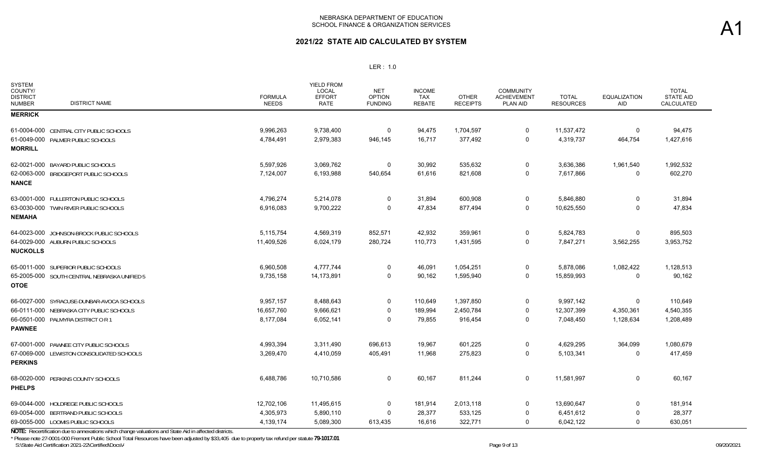NEBRASKA DEPARTMENT OF EDUCATION
SCHOOL FINANCE & ORGANIZATION SERVICES

A1

## 2021/22 STATE AID CALCULATED BY SYSTEM

LER : 1.0

| SYSTEM COUNTY/ DISTRICT NUMBER | DISTRICT NAME | FORMULA NEEDS | YIELD FROM LOCAL EFFORT RATE | NET OPTION FUNDING | INCOME TAX REBATE | OTHER RECEIPTS | COMMUNITY ACHIEVEMENT PLAN AID | TOTAL RESOURCES | EQUALIZATION AID | TOTAL STATE AID CALCULATED |
|---|---|---|---|---|---|---|---|---|---|---|
| **MERRICK** | | | | | | | | | | |
| 61-0004-000 | CENTRAL CITY PUBLIC SCHOOLS | 9,996,263 | 9,738,400 | 0 | 94,475 | 1,704,597 | 0 | 11,537,472 | 0 | 94,475 |
| 61-0049-000 | PALMER PUBLIC SCHOOLS | 4,784,491 | 2,979,383 | 946,145 | 16,717 | 377,492 | 0 | 4,319,737 | 464,754 | 1,427,616 |
| **MORRILL** | | | | | | | | | | |
| 62-0021-000 | BAYARD PUBLIC SCHOOLS | 5,597,926 | 3,069,762 | 0 | 30,992 | 535,632 | 0 | 3,636,386 | 1,961,540 | 1,992,532 |
| 62-0063-000 | BRIDGEPORT PUBLIC SCHOOLS | 7,124,007 | 6,193,988 | 540,654 | 61,616 | 821,608 | 0 | 7,617,866 | 0 | 602,270 |
| **NANCE** | | | | | | | | | | |
| 63-0001-000 | FULLERTON PUBLIC SCHOOLS | 4,796,274 | 5,214,078 | 0 | 31,894 | 600,908 | 0 | 5,846,880 | 0 | 31,894 |
| 63-0030-000 | TWIN RIVER PUBLIC SCHOOLS | 6,916,083 | 9,700,222 | 0 | 47,834 | 877,494 | 0 | 10,625,550 | 0 | 47,834 |
| **NEMAHA** | | | | | | | | | | |
| 64-0023-000 | JOHNSON-BROCK PUBLIC SCHOOLS | 5,115,754 | 4,569,319 | 852,571 | 42,932 | 359,961 | 0 | 5,824,783 | 0 | 895,503 |
| 64-0029-000 | AUBURN PUBLIC SCHOOLS | 11,409,526 | 6,024,179 | 280,724 | 110,773 | 1,431,595 | 0 | 7,847,271 | 3,562,255 | 3,953,752 |
| **NUCKOLLS** | | | | | | | | | | |
| 65-0011-000 | SUPERIOR PUBLIC SCHOOLS | 6,960,508 | 4,777,744 | 0 | 46,091 | 1,054,251 | 0 | 5,878,086 | 1,082,422 | 1,128,513 |
| 65-2005-000 | SOUTH CENTRAL NEBRASKA UNIFIED 5 | 9,735,158 | 14,173,891 | 0 | 90,162 | 1,595,940 | 0 | 15,859,993 | 0 | 90,162 |
| **OTOE** | | | | | | | | | | |
| 66-0027-000 | SYRACUSE-DUNBAR-AVOCA SCHOOLS | 9,957,157 | 8,488,643 | 0 | 110,649 | 1,397,850 | 0 | 9,997,142 | 0 | 110,649 |
| 66-0111-000 | NEBRASKA CITY PUBLIC SCHOOLS | 16,657,760 | 9,666,621 | 0 | 189,994 | 2,450,784 | 0 | 12,307,399 | 4,350,361 | 4,540,355 |
| 66-0501-000 | PALMYRA DISTRICT O R 1 | 8,177,084 | 6,052,141 | 0 | 79,855 | 916,454 | 0 | 7,048,450 | 1,128,634 | 1,208,489 |
| **PAWNEE** | | | | | | | | | | |
| 67-0001-000 | PAWNEE CITY PUBLIC SCHOOLS | 4,993,394 | 3,311,490 | 696,613 | 19,967 | 601,225 | 0 | 4,629,295 | 364,099 | 1,080,679 |
| 67-0069-000 | LEWISTON CONSOLIDATED SCHOOLS | 3,269,470 | 4,410,059 | 405,491 | 11,968 | 275,823 | 0 | 5,103,341 | 0 | 417,459 |
| **PERKINS** | | | | | | | | | | |
| 68-0020-000 | PERKINS COUNTY SCHOOLS | 6,488,786 | 10,710,586 | 0 | 60,167 | 811,244 | 0 | 11,581,997 | 0 | 60,167 |
| **PHELPS** | | | | | | | | | | |
| 69-0044-000 | HOLDREGE PUBLIC SCHOOLS | 12,702,106 | 11,495,615 | 0 | 181,914 | 2,013,118 | 0 | 13,690,647 | 0 | 181,914 |
| 69-0054-000 | BERTRAND PUBLIC SCHOOLS | 4,305,973 | 5,890,110 | 0 | 28,377 | 533,125 | 0 | 6,451,612 | 0 | 28,377 |
| 69-0055-000 | LOOMIS PUBLIC SCHOOLS | 4,139,174 | 5,089,300 | 613,435 | 16,616 | 322,771 | 0 | 6,042,122 | 0 | 630,051 |

**NOTE:** Recertification due to annexations which change valuations and State Aid in affected districts.

* Please note 27-0001-000 Fremont Public School Total Resources have been adjusted by $33,405 due to property tax refund per statute **79-1017.01**

S:\State Aid Certification 2021-22\Certified\Docs\

09/20/2021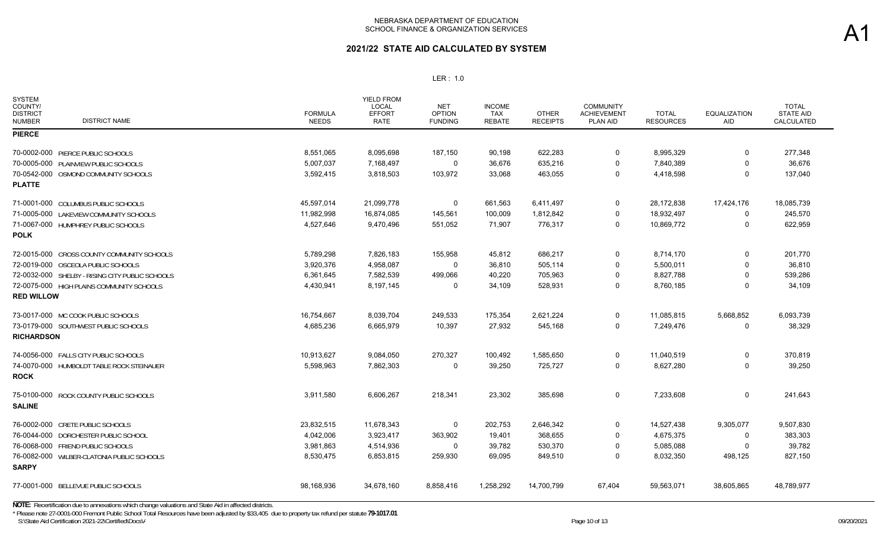NEBRASKA DEPARTMENT OF EDUCATION
SCHOOL FINANCE & ORGANIZATION SERVICES

A1

## 2021/22 STATE AID CALCULATED BY SYSTEM

LER : 1.0

| SYSTEM COUNTY/ DISTRICT NUMBER | DISTRICT NAME | FORMULA NEEDS | YIELD FROM LOCAL EFFORT RATE | NET OPTION FUNDING | INCOME TAX REBATE | OTHER RECEIPTS | COMMUNITY ACHIEVEMENT PLAN AID | TOTAL RESOURCES | EQUALIZATION AID | TOTAL STATE AID CALCULATED |
|---|---|---|---|---|---|---|---|---|---|---|
| **PIERCE** | | | | | | | | | | |
| 70-0002-000 | PIERCE PUBLIC SCHOOLS | 8,551,065 | 8,095,698 | 187,150 | 90,198 | 622,283 | 0 | 8,995,329 | 0 | 277,348 |
| 70-0005-000 | PLAINVIEW PUBLIC SCHOOLS | 5,007,037 | 7,168,497 | 0 | 36,676 | 635,216 | 0 | 7,840,389 | 0 | 36,676 |
| 70-0542-000 | OSMOND COMMUNITY SCHOOLS | 3,592,415 | 3,818,503 | 103,972 | 33,068 | 463,055 | 0 | 4,418,598 | 0 | 137,040 |
| **PLATTE** | | | | | | | | | | |
| 71-0001-000 | COLUMBUS PUBLIC SCHOOLS | 45,597,014 | 21,099,778 | 0 | 661,563 | 6,411,497 | 0 | 28,172,838 | 17,424,176 | 18,085,739 |
| 71-0005-000 | LAKEVIEW COMMUNITY SCHOOLS | 11,982,998 | 16,874,085 | 145,561 | 100,009 | 1,812,842 | 0 | 18,932,497 | 0 | 245,570 |
| 71-0067-000 | HUMPHREY PUBLIC SCHOOLS | 4,527,646 | 9,470,496 | 551,052 | 71,907 | 776,317 | 0 | 10,869,772 | 0 | 622,959 |
| **POLK** | | | | | | | | | | |
| 72-0015-000 | CROSS COUNTY COMMUNITY SCHOOLS | 5,789,298 | 7,826,183 | 155,958 | 45,812 | 686,217 | 0 | 8,714,170 | 0 | 201,770 |
| 72-0019-000 | OSCEOLA PUBLIC SCHOOLS | 3,920,376 | 4,958,087 | 0 | 36,810 | 505,114 | 0 | 5,500,011 | 0 | 36,810 |
| 72-0032-000 | SHELBY - RISING CITY PUBLIC SCHOOLS | 6,361,645 | 7,582,539 | 499,066 | 40,220 | 705,963 | 0 | 8,827,788 | 0 | 539,286 |
| 72-0075-000 | HIGH PLAINS COMMUNITY SCHOOLS | 4,430,941 | 8,197,145 | 0 | 34,109 | 528,931 | 0 | 8,760,185 | 0 | 34,109 |
| **RED WILLOW** | | | | | | | | | | |
| 73-0017-000 | MC COOK PUBLIC SCHOOLS | 16,754,667 | 8,039,704 | 249,533 | 175,354 | 2,621,224 | 0 | 11,085,815 | 5,668,852 | 6,093,739 |
| 73-0179-000 | SOUTHWEST PUBLIC SCHOOLS | 4,685,236 | 6,665,979 | 10,397 | 27,932 | 545,168 | 0 | 7,249,476 | 0 | 38,329 |
| **RICHARDSON** | | | | | | | | | | |
| 74-0056-000 | FALLS CITY PUBLIC SCHOOLS | 10,913,627 | 9,084,050 | 270,327 | 100,492 | 1,585,650 | 0 | 11,040,519 | 0 | 370,819 |
| 74-0070-000 | HUMBOLDT TABLE ROCK STEINAUER | 5,598,963 | 7,862,303 | 0 | 39,250 | 725,727 | 0 | 8,627,280 | 0 | 39,250 |
| **ROCK** | | | | | | | | | | |
| 75-0100-000 | ROCK COUNTY PUBLIC SCHOOLS | 3,911,580 | 6,606,267 | 218,341 | 23,302 | 385,698 | 0 | 7,233,608 | 0 | 241,643 |
| **SALINE** | | | | | | | | | | |
| 76-0002-000 | CRETE PUBLIC SCHOOLS | 23,832,515 | 11,678,343 | 0 | 202,753 | 2,646,342 | 0 | 14,527,438 | 9,305,077 | 9,507,830 |
| 76-0044-000 | DORCHESTER PUBLIC SCHOOL | 4,042,006 | 3,923,417 | 363,902 | 19,401 | 368,655 | 0 | 4,675,375 | 0 | 383,303 |
| 76-0068-000 | FRIEND PUBLIC SCHOOLS | 3,981,863 | 4,514,936 | 0 | 39,782 | 530,370 | 0 | 5,085,088 | 0 | 39,782 |
| 76-0082-000 | WILBER-CLATONIA PUBLIC SCHOOLS | 8,530,475 | 6,853,815 | 259,930 | 69,095 | 849,510 | 0 | 8,032,350 | 498,125 | 827,150 |
| **SARPY** | | | | | | | | | | |
| 77-0001-000 | BELLEVUE PUBLIC SCHOOLS | 98,168,936 | 34,678,160 | 8,858,416 | 1,258,292 | 14,700,799 | 67,404 | 59,563,071 | 38,605,865 | 48,789,977 |

**NOTE:** Recertification due to annexations which change valuations and State Aid in affected districts.

* Please note 27-0001-000 Fremont Public School Total Resources have been adjusted by $33,405 due to property tax refund per statute **79-1017.01**

S:\State Aid Certification 2021-22\Certified\Docs\

09/20/2021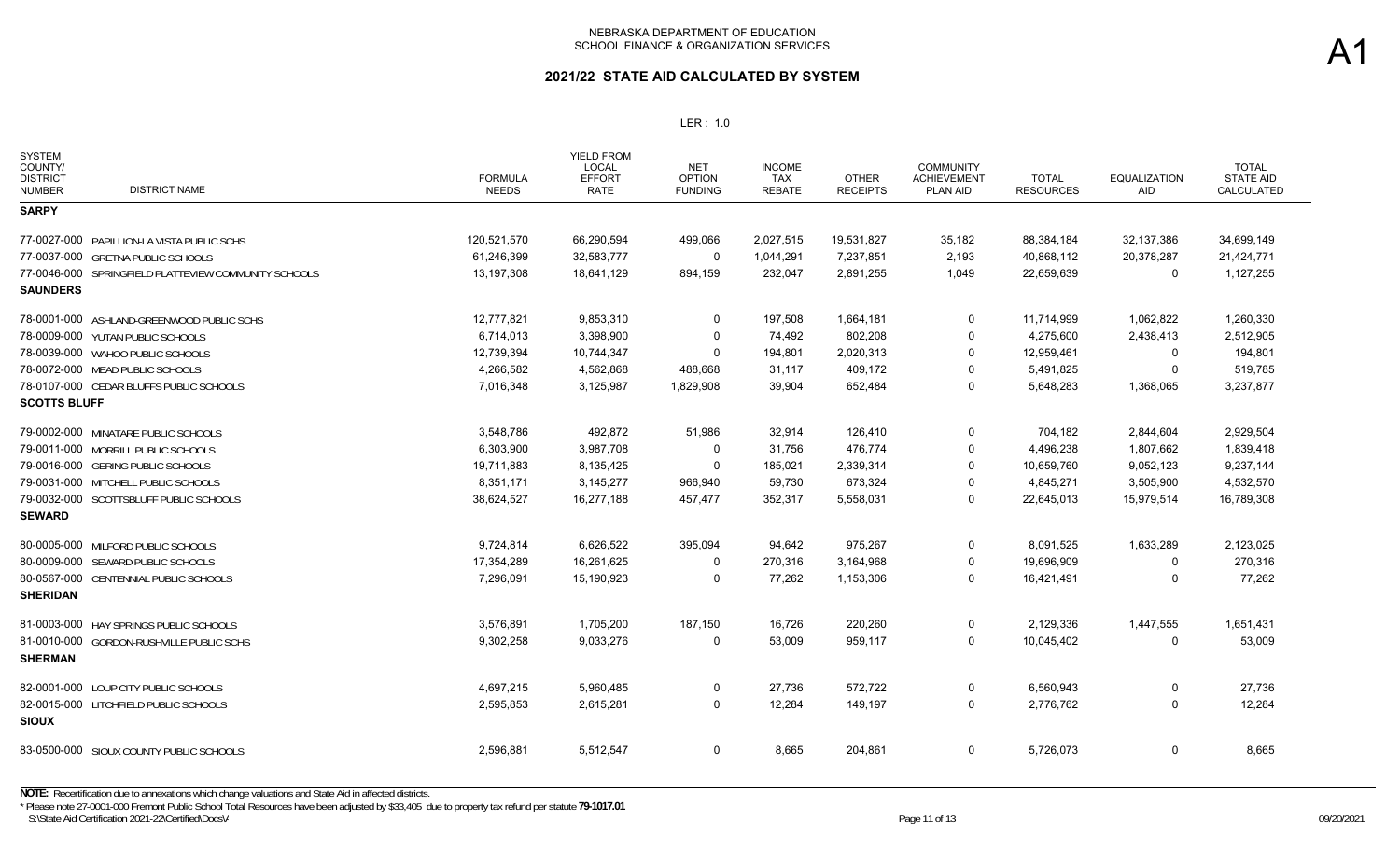NEBRASKA DEPARTMENT OF EDUCATION
SCHOOL FINANCE & ORGANIZATION SERVICES

# A1

## 2021/22 STATE AID CALCULATED BY SYSTEM

LER : 1.0

| SYSTEM COUNTY/ DISTRICT NUMBER | DISTRICT NAME | FORMULA NEEDS | YIELD FROM LOCAL EFFORT RATE | NET OPTION FUNDING | INCOME TAX REBATE | OTHER RECEIPTS | COMMUNITY ACHIEVEMENT PLAN AID | TOTAL RESOURCES | EQUALIZATION AID | TOTAL STATE AID CALCULATED |
|---|---|---|---|---|---|---|---|---|---|---|
| **SARPY** | | | | | | | | | | |
| 77-0027-000 | PAPILLION-LA VISTA PUBLIC SCHS | 120,521,570 | 66,290,594 | 499,066 | 2,027,515 | 19,531,827 | 35,182 | 88,384,184 | 32,137,386 | 34,699,149 |
| 77-0037-000 | GRETNA PUBLIC SCHOOLS | 61,246,399 | 32,583,777 | 0 | 1,044,291 | 7,237,851 | 2,193 | 40,868,112 | 20,378,287 | 21,424,771 |
| 77-0046-000 | SPRINGFIELD PLATTEVIEW COMMUNITY SCHOOLS | 13,197,308 | 18,641,129 | 894,159 | 232,047 | 2,891,255 | 1,049 | 22,659,639 | 0 | 1,127,255 |
| **SAUNDERS** | | | | | | | | | | |
| 78-0001-000 | ASHLAND-GREENWOOD PUBLIC SCHS | 12,777,821 | 9,853,310 | 0 | 197,508 | 1,664,181 | 0 | 11,714,999 | 1,062,822 | 1,260,330 |
| 78-0009-000 | YUTAN PUBLIC SCHOOLS | 6,714,013 | 3,398,900 | 0 | 74,492 | 802,208 | 0 | 4,275,600 | 2,438,413 | 2,512,905 |
| 78-0039-000 | WAHOO PUBLIC SCHOOLS | 12,739,394 | 10,744,347 | 0 | 194,801 | 2,020,313 | 0 | 12,959,461 | 0 | 194,801 |
| 78-0072-000 | MEAD PUBLIC SCHOOLS | 4,266,582 | 4,562,868 | 488,668 | 31,117 | 409,172 | 0 | 5,491,825 | 0 | 519,785 |
| 78-0107-000 | CEDAR BLUFFS PUBLIC SCHOOLS | 7,016,348 | 3,125,987 | 1,829,908 | 39,904 | 652,484 | 0 | 5,648,283 | 1,368,065 | 3,237,877 |
| **SCOTTS BLUFF** | | | | | | | | | | |
| 79-0002-000 | MINATARE PUBLIC SCHOOLS | 3,548,786 | 492,872 | 51,986 | 32,914 | 126,410 | 0 | 704,182 | 2,844,604 | 2,929,504 |
| 79-0011-000 | MORRILL PUBLIC SCHOOLS | 6,303,900 | 3,987,708 | 0 | 31,756 | 476,774 | 0 | 4,496,238 | 1,807,662 | 1,839,418 |
| 79-0016-000 | GERING PUBLIC SCHOOLS | 19,711,883 | 8,135,425 | 0 | 185,021 | 2,339,314 | 0 | 10,659,760 | 9,052,123 | 9,237,144 |
| 79-0031-000 | MITCHELL PUBLIC SCHOOLS | 8,351,171 | 3,145,277 | 966,940 | 59,730 | 673,324 | 0 | 4,845,271 | 3,505,900 | 4,532,570 |
| 79-0032-000 | SCOTTSBLUFF PUBLIC SCHOOLS | 38,624,527 | 16,277,188 | 457,477 | 352,317 | 5,558,031 | 0 | 22,645,013 | 15,979,514 | 16,789,308 |
| **SEWARD** | | | | | | | | | | |
| 80-0005-000 | MILFORD PUBLIC SCHOOLS | 9,724,814 | 6,626,522 | 395,094 | 94,642 | 975,267 | 0 | 8,091,525 | 1,633,289 | 2,123,025 |
| 80-0009-000 | SEWARD PUBLIC SCHOOLS | 17,354,289 | 16,261,625 | 0 | 270,316 | 3,164,968 | 0 | 19,696,909 | 0 | 270,316 |
| 80-0567-000 | CENTENNIAL PUBLIC SCHOOLS | 7,296,091 | 15,190,923 | 0 | 77,262 | 1,153,306 | 0 | 16,421,491 | 0 | 77,262 |
| **SHERIDAN** | | | | | | | | | | |
| 81-0003-000 | HAY SPRINGS PUBLIC SCHOOLS | 3,576,891 | 1,705,200 | 187,150 | 16,726 | 220,260 | 0 | 2,129,336 | 1,447,555 | 1,651,431 |
| 81-0010-000 | GORDON-RUSHVILLE PUBLIC SCHS | 9,302,258 | 9,033,276 | 0 | 53,009 | 959,117 | 0 | 10,045,402 | 0 | 53,009 |
| **SHERMAN** | | | | | | | | | | |
| 82-0001-000 | LOUP CITY PUBLIC SCHOOLS | 4,697,215 | 5,960,485 | 0 | 27,736 | 572,722 | 0 | 6,560,943 | 0 | 27,736 |
| 82-0015-000 | LITCHFIELD PUBLIC SCHOOLS | 2,595,853 | 2,615,281 | 0 | 12,284 | 149,197 | 0 | 2,776,762 | 0 | 12,284 |
| **SIOUX** | | | | | | | | | | |
| 83-0500-000 | SIOUX COUNTY PUBLIC SCHOOLS | 2,596,881 | 5,512,547 | 0 | 8,665 | 204,861 | 0 | 5,726,073 | 0 | 8,665 |

**NOTE:** Recertification due to annexations which change valuations and State Aid in affected districts.

\* Please note 27-0001-000 Fremont Public School Total Resources have been adjusted by $33,405 due to property tax refund per statute **79-1017.01**

S:\State Aid Certification 2021-22\Certified\Docs\ 09/20/2021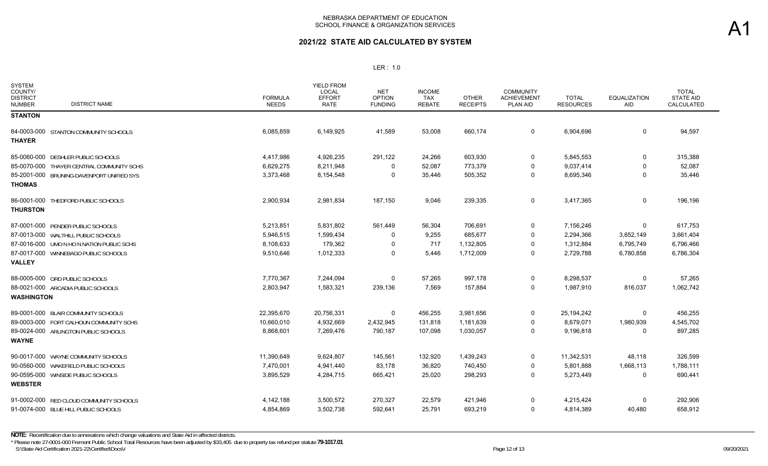NEBRASKA DEPARTMENT OF EDUCATION
SCHOOL FINANCE & ORGANIZATION SERVICES

A1

## 2021/22 STATE AID CALCULATED BY SYSTEM

LER : 1.0

| SYSTEM COUNTY/ DISTRICT NUMBER | DISTRICT NAME | FORMULA NEEDS | YIELD FROM LOCAL EFFORT RATE | NET OPTION FUNDING | INCOME TAX REBATE | OTHER RECEIPTS | COMMUNITY ACHIEVEMENT PLAN AID | TOTAL RESOURCES | EQUALIZATION AID | TOTAL STATE AID CALCULATED |
|---|---|---|---|---|---|---|---|---|---|---|
| **STANTON** | | | | | | | | | | |
| 84-0003-000 | STANTON COMMUNITY SCHOOLS | 6,085,859 | 6,149,925 | 41,589 | 53,008 | 660,174 | 0 | 6,904,696 | 0 | 94,597 |
| **THAYER** | | | | | | | | | | |
| 85-0060-000 | DESHLER PUBLIC SCHOOLS | 4,417,986 | 4,926,235 | 291,122 | 24,266 | 603,930 | 0 | 5,845,553 | 0 | 315,388 |
| 85-0070-000 | THAYER CENTRAL COMMUNITY SCHS | 6,629,275 | 8,211,948 | 0 | 52,087 | 773,379 | 0 | 9,037,414 | 0 | 52,087 |
| 85-2001-000 | BRUNING-DAVENPORT UNIFIED SYS | 3,373,468 | 8,154,548 | 0 | 35,446 | 505,352 | 0 | 8,695,346 | 0 | 35,446 |
| **THOMAS** | | | | | | | | | | |
| 86-0001-000 | THEDFORD PUBLIC SCHOOLS | 2,900,934 | 2,981,834 | 187,150 | 9,046 | 239,335 | 0 | 3,417,365 | 0 | 196,196 |
| **THURSTON** | | | | | | | | | | |
| 87-0001-000 | PENDER PUBLIC SCHOOLS | 5,213,851 | 5,831,802 | 561,449 | 56,304 | 706,691 | 0 | 7,156,246 | 0 | 617,753 |
| 87-0013-000 | WALTHILL PUBLIC SCHOOLS | 5,946,515 | 1,599,434 | 0 | 9,255 | 685,677 | 0 | 2,294,366 | 3,652,149 | 3,661,404 |
| 87-0016-000 | UMO N HO N NATION PUBLIC SCHS | 8,108,633 | 179,362 | 0 | 717 | 1,132,805 | 0 | 1,312,884 | 6,795,749 | 6,796,466 |
| 87-0017-000 | WINNEBAGO PUBLIC SCHOOLS | 9,510,646 | 1,012,333 | 0 | 5,446 | 1,712,009 | 0 | 2,729,788 | 6,780,858 | 6,786,304 |
| **VALLEY** | | | | | | | | | | |
| 88-0005-000 | ORD PUBLIC SCHOOLS | 7,770,367 | 7,244,094 | 0 | 57,265 | 997,178 | 0 | 8,298,537 | 0 | 57,265 |
| 88-0021-000 | ARCADIA PUBLIC SCHOOLS | 2,803,947 | 1,583,321 | 239,136 | 7,569 | 157,884 | 0 | 1,987,910 | 816,037 | 1,062,742 |
| **WASHINGTON** | | | | | | | | | | |
| 89-0001-000 | BLAIR COMMUNITY SCHOOLS | 22,395,670 | 20,756,331 | 0 | 456,255 | 3,981,656 | 0 | 25,194,242 | 0 | 456,255 |
| 89-0003-000 | FORT CALHOUN COMMUNITY SCHS | 10,660,010 | 4,932,669 | 2,432,945 | 131,818 | 1,181,639 | 0 | 8,679,071 | 1,980,939 | 4,545,702 |
| 89-0024-000 | ARLINGTON PUBLIC SCHOOLS | 8,868,601 | 7,269,476 | 790,187 | 107,098 | 1,030,057 | 0 | 9,196,818 | 0 | 897,285 |
| **WAYNE** | | | | | | | | | | |
| 90-0017-000 | WAYNE COMMUNITY SCHOOLS | 11,390,649 | 9,624,807 | 145,561 | 132,920 | 1,439,243 | 0 | 11,342,531 | 48,118 | 326,599 |
| 90-0560-000 | WAKEFIELD PUBLIC SCHOOLS | 7,470,001 | 4,941,440 | 83,178 | 36,820 | 740,450 | 0 | 5,801,888 | 1,668,113 | 1,788,111 |
| 90-0595-000 | WINSIDE PUBLIC SCHOOLS | 3,895,529 | 4,284,715 | 665,421 | 25,020 | 298,293 | 0 | 5,273,449 | 0 | 690,441 |
| **WEBSTER** | | | | | | | | | | |
| 91-0002-000 | RED CLOUD COMMUNITY SCHOOLS | 4,142,188 | 3,500,572 | 270,327 | 22,579 | 421,946 | 0 | 4,215,424 | 0 | 292,906 |
| 91-0074-000 | BLUE HILL PUBLIC SCHOOLS | 4,854,869 | 3,502,738 | 592,641 | 25,791 | 693,219 | 0 | 4,814,389 | 40,480 | 658,912 |

**NOTE:** Recertification due to annexations which change valuations and State Aid in affected districts.

* Please note 27-0001-000 Fremont Public School Total Resources have been adjusted by $33,405 due to property tax refund per statute **79-1017.01**

S:\State Aid Certification 2021-22\Certified\Docs\ 09/20/2021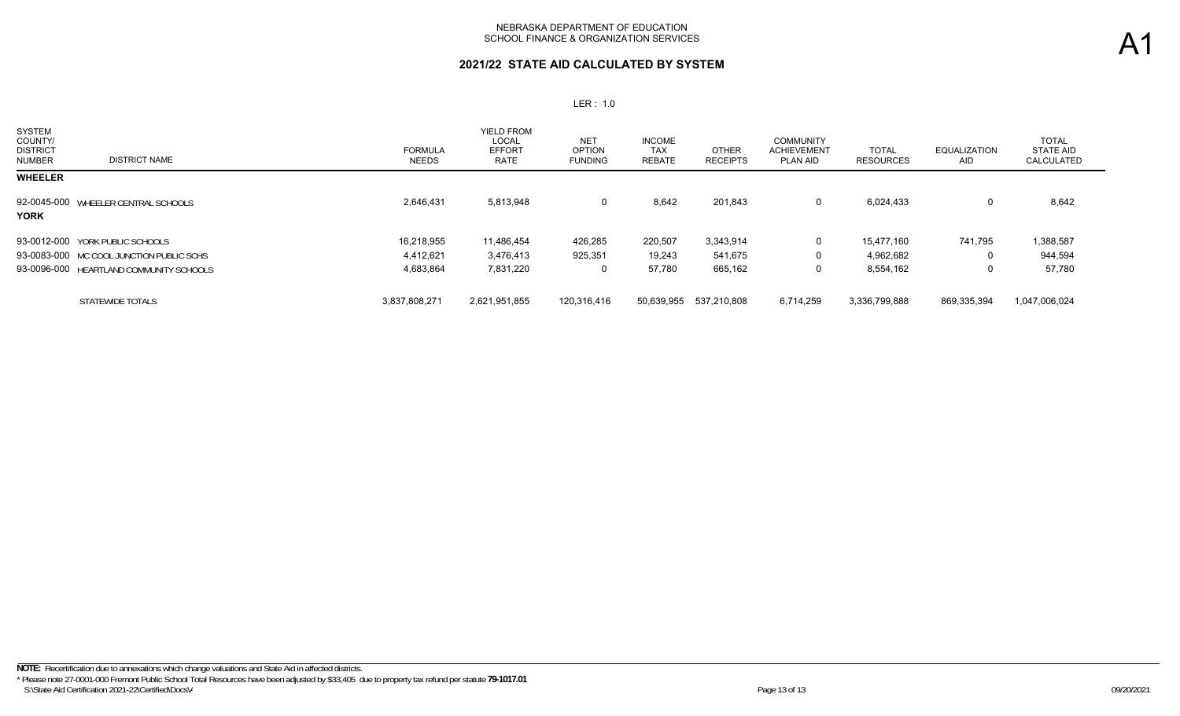NEBRASKA DEPARTMENT OF EDUCATION
SCHOOL FINANCE & ORGANIZATION SERVICES

A1

## 2021/22 STATE AID CALCULATED BY SYSTEM

LER : 1.0

| SYSTEM COUNTY/ DISTRICT NUMBER | DISTRICT NAME | FORMULA NEEDS | YIELD FROM LOCAL EFFORT RATE | NET OPTION FUNDING | INCOME TAX REBATE | OTHER RECEIPTS | COMMUNITY ACHIEVEMENT PLAN AID | TOTAL RESOURCES | EQUALIZATION AID | TOTAL STATE AID CALCULATED |
|---|---|---|---|---|---|---|---|---|---|---|
| **WHEELER** | | | | | | | | | | |
| 92-0045-000 | WHEELER CENTRAL SCHOOLS | 2,646,431 | 5,813,948 | 0 | 8,642 | 201,843 | 0 | 6,024,433 | 0 | 8,642 |
| **YORK** | | | | | | | | | | |
| 93-0012-000 | YORK PUBLIC SCHOOLS | 16,218,955 | 11,486,454 | 426,285 | 220,507 | 3,343,914 | 0 | 15,477,160 | 741,795 | 1,388,587 |
| 93-0083-000 | MC COOL JUNCTION PUBLIC SCHS | 4,412,621 | 3,476,413 | 925,351 | 19,243 | 541,675 | 0 | 4,962,682 | 0 | 944,594 |
| 93-0096-000 | HEARTLAND COMMUNITY SCHOOLS | 4,683,864 | 7,831,220 | 0 | 57,780 | 665,162 | 0 | 8,554,162 | 0 | 57,780 |
| | STATEWIDE TOTALS | 3,837,808,271 | 2,621,951,855 | 120,316,416 | 50,639,955 | 537,210,808 | 6,714,259 | 3,336,799,888 | 869,335,394 | 1,047,006,024 |

**NOTE:** Recertification due to annexations which change valuations and State Aid in affected districts.

* Please note 27-0001-000 Fremont Public School Total Resources have been adjusted by $33,405 due to property tax refund per statute **79-1017.01**

S:\State Aid Certification 2021-22\Certified\Docs\ 09/20/2021